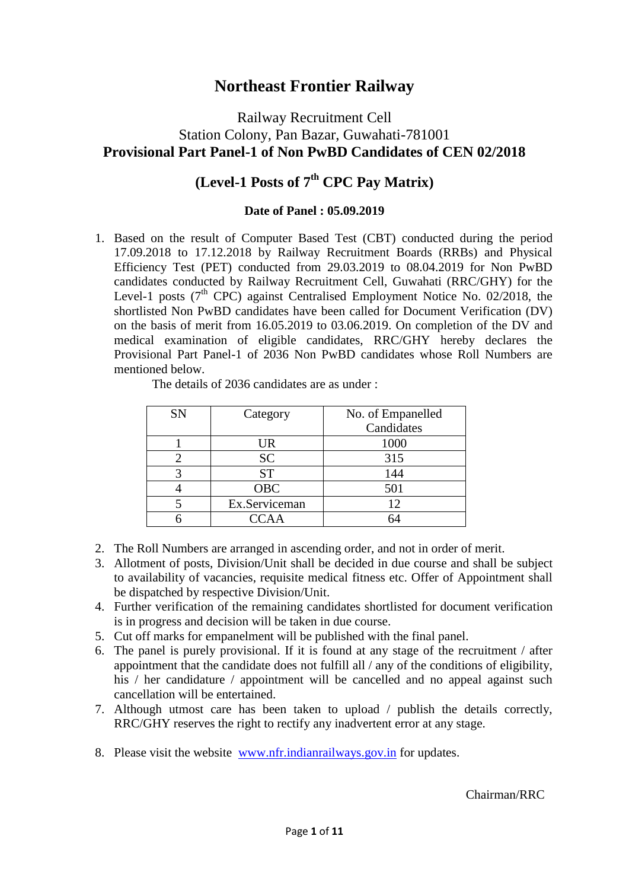# Northeast Frontier Railway

## Railway Recruitment Cell
## Station Colony, Pan Bazar, Guwahati-781001
## Provisional Part Panel-1 of Non PwBD Candidates of CEN 02/2018

## (Level-1 Posts of 7th CPC Pay Matrix)

**Date of Panel : 05.09.2019**

1. Based on the result of Computer Based Test (CBT) conducted during the period 17.09.2018 to 17.12.2018 by Railway Recruitment Boards (RRBs) and Physical Efficiency Test (PET) conducted from 29.03.2019 to 08.04.2019 for Non PwBD candidates conducted by Railway Recruitment Cell, Guwahati (RRC/GHY) for the Level-1 posts (7th CPC) against Centralised Employment Notice No. 02/2018, the shortlisted Non PwBD candidates have been called for Document Verification (DV) on the basis of merit from 16.05.2019 to 03.06.2019. On completion of the DV and medical examination of eligible candidates, RRC/GHY hereby declares the Provisional Part Panel-1 of 2036 Non PwBD candidates whose Roll Numbers are mentioned below.

   The details of 2036 candidates are as under :

| SN | Category | No. of Empanelled Candidates |
|---|---|---|
| 1 | UR | 1000 |
| 2 | SC | 315 |
| 3 | ST | 144 |
| 4 | OBC | 501 |
| 5 | Ex.Serviceman | 12 |
| 6 | CCAA | 64 |

2. The Roll Numbers are arranged in ascending order, and not in order of merit.
3. Allotment of posts, Division/Unit shall be decided in due course and shall be subject to availability of vacancies, requisite medical fitness etc. Offer of Appointment shall be dispatched by respective Division/Unit.
4. Further verification of the remaining candidates shortlisted for document verification is in progress and decision will be taken in due course.
5. Cut off marks for empanelment will be published with the final panel.
6. The panel is purely provisional. If it is found at any stage of the recruitment / after appointment that the candidate does not fulfill all / any of the conditions of eligibility, his / her candidature / appointment will be cancelled and no appeal against such cancellation will be entertained.
7. Although utmost care has been taken to upload / publish the details correctly, RRC/GHY reserves the right to rectify any inadvertent error at any stage.
8. Please visit the website www.nfr.indianrailways.gov.in for updates.

Chairman/RRC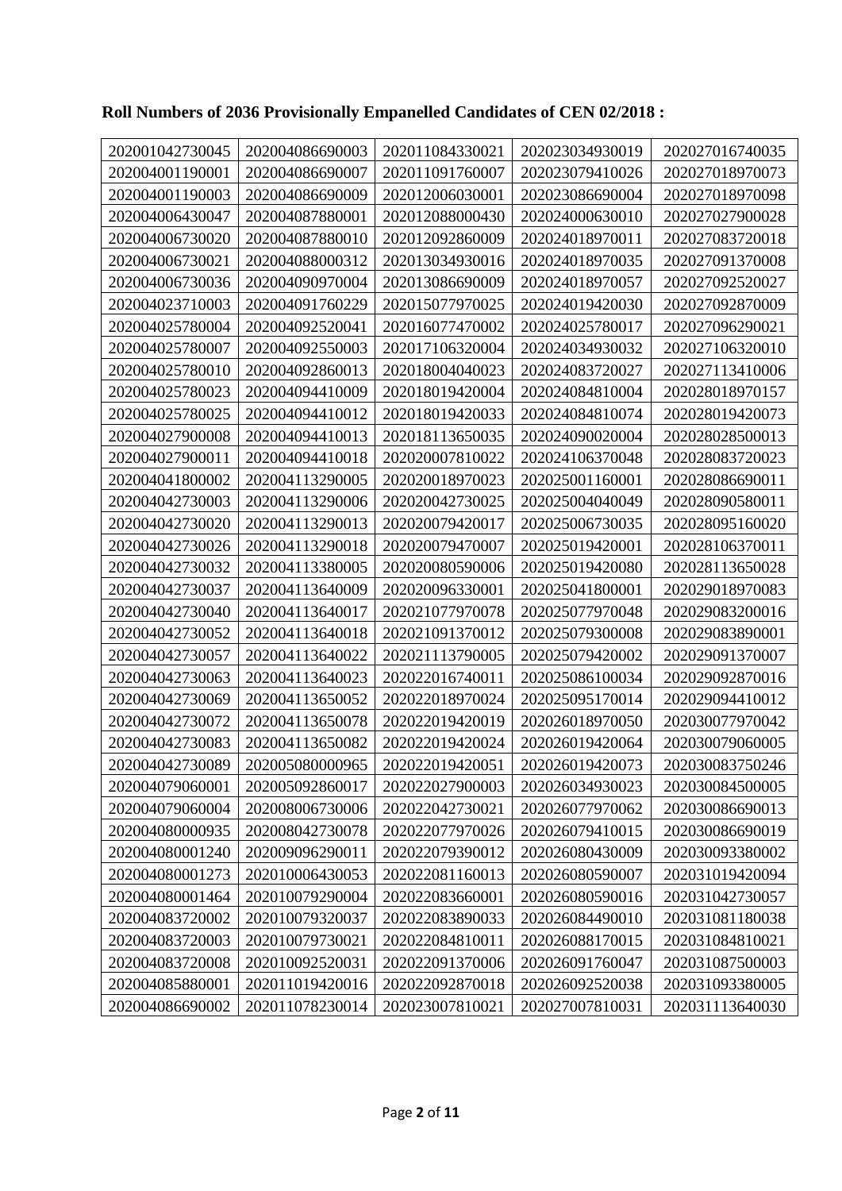**Roll Numbers of 2036 Provisionally Empanelled Candidates of CEN 02/2018 :**

| | | | | |
|---|---|---|---|---|
| 202001042730045 | 202004086690003 | 202011084330021 | 202023034930019 | 202027016740035 |
| 202004001190001 | 202004086690007 | 202011091760007 | 202023079410026 | 202027018970073 |
| 202004001190003 | 202004086690009 | 202012006030001 | 202023086690004 | 202027018970098 |
| 202004006430047 | 202004087880001 | 202012088000430 | 202024000630010 | 202027027900028 |
| 202004006730020 | 202004087880010 | 202012092860009 | 202024018970011 | 202027083720018 |
| 202004006730021 | 202004088000312 | 202013034930016 | 202024018970035 | 202027091370008 |
| 202004006730036 | 202004090970004 | 202013086690009 | 202024018970057 | 202027092520027 |
| 202004023710003 | 202004091760229 | 202015077970025 | 202024019420030 | 202027092870009 |
| 202004025780004 | 202004092520041 | 202016077470002 | 202024025780017 | 202027096290021 |
| 202004025780007 | 202004092550003 | 202017106320004 | 202024034930032 | 202027106320010 |
| 202004025780010 | 202004092860013 | 202018004040023 | 202024083720027 | 202027113410006 |
| 202004025780023 | 202004094410009 | 202018019420004 | 202024084810004 | 202028018970157 |
| 202004025780025 | 202004094410012 | 202018019420033 | 202024084810074 | 202028019420073 |
| 202004027900008 | 202004094410013 | 202018113650035 | 202024090020004 | 202028028500013 |
| 202004027900011 | 202004094410018 | 202020007810022 | 202024106370048 | 202028083720023 |
| 202004041800002 | 202004113290005 | 202020018970023 | 202025001160001 | 202028086690011 |
| 202004042730003 | 202004113290006 | 202020042730025 | 202025004040049 | 202028090580011 |
| 202004042730020 | 202004113290013 | 202020079420017 | 202025006730035 | 202028095160020 |
| 202004042730026 | 202004113290018 | 202020079470007 | 202025019420001 | 202028106370011 |
| 202004042730032 | 202004113380005 | 202020080590006 | 202025019420080 | 202028113650028 |
| 202004042730037 | 202004113640009 | 202020096330001 | 202025041800001 | 202029018970083 |
| 202004042730040 | 202004113640017 | 202021077970078 | 202025077970048 | 202029083200016 |
| 202004042730052 | 202004113640018 | 202021091370012 | 202025079300008 | 202029083890001 |
| 202004042730057 | 202004113640022 | 202021113790005 | 202025079420002 | 202029091370007 |
| 202004042730063 | 202004113640023 | 202022016740011 | 202025086100034 | 202029092870016 |
| 202004042730069 | 202004113650052 | 202022018970024 | 202025095170014 | 202029094410012 |
| 202004042730072 | 202004113650078 | 202022019420019 | 202026018970050 | 202030077970042 |
| 202004042730083 | 202004113650082 | 202022019420024 | 202026019420064 | 202030079060005 |
| 202004042730089 | 202005080000965 | 202022019420051 | 202026019420073 | 202030083750246 |
| 202004079060001 | 202005092860017 | 202022027900003 | 202026034930023 | 202030084500005 |
| 202004079060004 | 202008006730006 | 202022042730021 | 202026077970062 | 202030086690013 |
| 202004080000935 | 202008042730078 | 202022077970026 | 202026079410015 | 202030086690019 |
| 202004080001240 | 202009096290011 | 202022079390012 | 202026080430009 | 202030093380002 |
| 202004080001273 | 202010006430053 | 202022081160013 | 202026080590007 | 202031019420094 |
| 202004080001464 | 202010079290004 | 202022083660001 | 202026080590016 | 202031042730057 |
| 202004083720002 | 202010079320037 | 202022083890033 | 202026084490010 | 202031081180038 |
| 202004083720003 | 202010079730021 | 202022084810011 | 202026088170015 | 202031084810021 |
| 202004083720008 | 202010092520031 | 202022091370006 | 202026091760047 | 202031087500003 |
| 202004085880001 | 202011019420016 | 202022092870018 | 202026092520038 | 202031093380005 |
| 202004086690002 | 202011078230014 | 202023007810021 | 202027007810031 | 202031113640030 |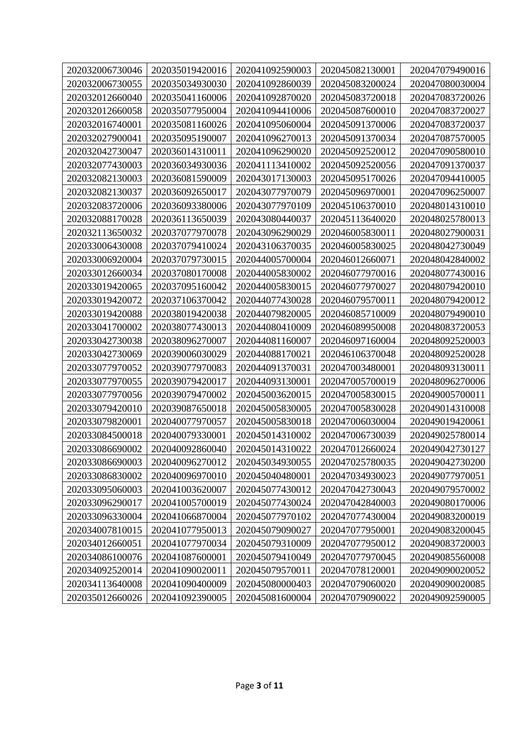| | | | | |
|---|---|---|---|---|
| 202032006730046 | 202035019420016 | 202041092590003 | 202045082130001 | 202047079490016 |
| 202032006730055 | 202035034930030 | 202041092860039 | 202045083200024 | 202047080030004 |
| 202032012660040 | 202035041160006 | 202041092870020 | 202045083720018 | 202047083720026 |
| 202032012660058 | 202035077950004 | 202041094410006 | 202045087600010 | 202047083720027 |
| 202032016740001 | 202035081160026 | 202041095060004 | 202045091370006 | 202047083720037 |
| 202032027900041 | 202035095190007 | 202041096270013 | 202045091370034 | 202047087570005 |
| 202032042730047 | 202036014310011 | 202041096290020 | 202045092520012 | 202047090580010 |
| 202032077430003 | 202036034930036 | 202041113410002 | 202045092520056 | 202047091370037 |
| 202032082130003 | 202036081590009 | 202043017130003 | 202045095170026 | 202047094410005 |
| 202032082130037 | 202036092650017 | 202043077970079 | 202045096970001 | 202047096250007 |
| 202032083720006 | 202036093380006 | 202043077970109 | 202045106370010 | 202048014310010 |
| 202032088170028 | 202036113650039 | 202043080440037 | 202045113640020 | 202048025780013 |
| 202032113650032 | 202037077970078 | 202043096290029 | 202046005830011 | 202048027900031 |
| 202033006430008 | 202037079410024 | 202043106370035 | 202046005830025 | 202048042730049 |
| 202033006920004 | 202037079730015 | 202044005700004 | 202046012660071 | 202048042840002 |
| 202033012660034 | 202037080170008 | 202044005830002 | 202046077970016 | 202048077430016 |
| 202033019420065 | 202037095160042 | 202044005830015 | 202046077970027 | 202048079420010 |
| 202033019420072 | 202037106370042 | 202044077430028 | 202046079570011 | 202048079420012 |
| 202033019420088 | 202038019420038 | 202044079820005 | 202046085710009 | 202048079490010 |
| 202033041700002 | 202038077430013 | 202044080410009 | 202046089950008 | 202048083720053 |
| 202033042730038 | 202038096270007 | 202044081160007 | 202046097160004 | 202048092520003 |
| 202033042730069 | 202039006030029 | 202044088170021 | 202046106370048 | 202048092520028 |
| 202033077970052 | 202039077970083 | 202044091370031 | 202047003480001 | 202048093130011 |
| 202033077970055 | 202039079420017 | 202044093130001 | 202047005700019 | 202048096270006 |
| 202033077970056 | 202039079470002 | 202045003620015 | 202047005830015 | 202049005700011 |
| 202033079420010 | 202039087650018 | 202045005830005 | 202047005830028 | 202049014310008 |
| 202033079820001 | 202040077970057 | 202045005830018 | 202047006030004 | 202049019420061 |
| 202033084500018 | 202040079330001 | 202045014310002 | 202047006730039 | 202049025780014 |
| 202033086690002 | 202040092860040 | 202045014310022 | 202047012660024 | 202049042730127 |
| 202033086690003 | 202040096270012 | 202045034930055 | 202047025780035 | 202049042730200 |
| 202033086830002 | 202040096970010 | 202045040480001 | 202047034930023 | 202049077970051 |
| 202033095060003 | 202041003620007 | 202045077430012 | 202047042730043 | 202049079570002 |
| 202033096290017 | 202041005700019 | 202045077430024 | 202047042840003 | 202049080170006 |
| 202033096330004 | 202041066870004 | 202045077970102 | 202047077430004 | 202049083200019 |
| 202034007810015 | 202041077950013 | 202045079090027 | 202047077950001 | 202049083200045 |
| 202034012660051 | 202041077970034 | 202045079310009 | 202047077950012 | 202049083720003 |
| 202034086100076 | 202041087600001 | 202045079410049 | 202047077970045 | 202049085560008 |
| 202034092520014 | 202041090020011 | 202045079570011 | 202047078120001 | 202049090020052 |
| 202034113640008 | 202041090400009 | 202045080000403 | 202047079060020 | 202049090020085 |
| 202035012660026 | 202041092390005 | 202045081600004 | 202047079090022 | 202049092590005 |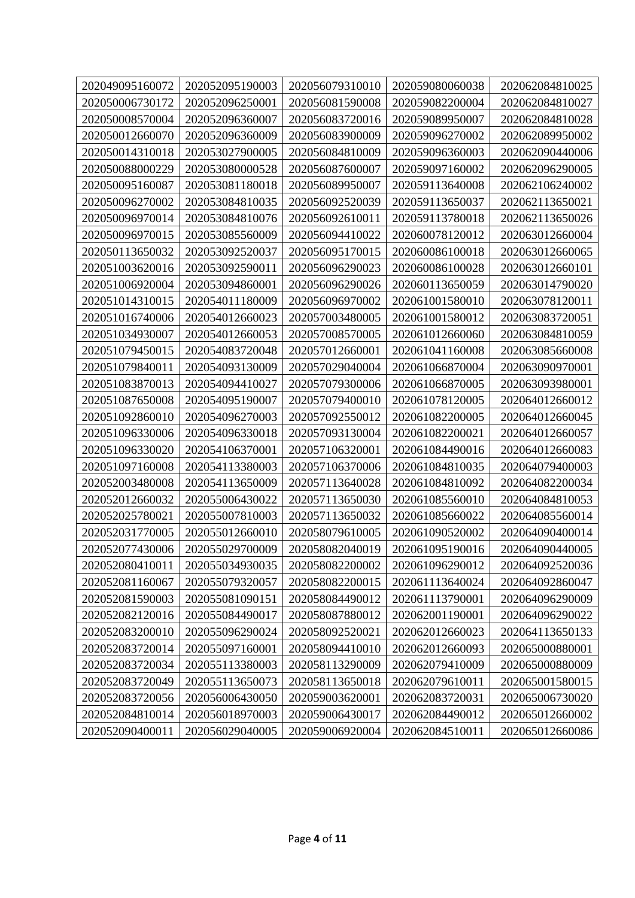| 202049095160072 | 202052095190003 | 202056079310010 | 202059080060038 | 202062084810025 |
|---|---|---|---|---|
| 202050006730172 | 202052096250001 | 202056081590008 | 202059082200004 | 202062084810027 |
| 202050008570004 | 202052096360007 | 202056083720016 | 202059089950007 | 202062084810028 |
| 202050012660070 | 202052096360009 | 202056083900009 | 202059096270002 | 202062089950002 |
| 202050014310018 | 202053027900005 | 202056084810009 | 202059096360003 | 202062090440006 |
| 202050088000229 | 202053080000528 | 202056087600007 | 202059097160002 | 202062096290005 |
| 202050095160087 | 202053081180018 | 202056089950007 | 202059113640008 | 202062106240002 |
| 202050096270002 | 202053084810035 | 202056092520039 | 202059113650037 | 202062113650021 |
| 202050096970014 | 202053084810076 | 202056092610011 | 202059113780018 | 202062113650026 |
| 202050096970015 | 202053085560009 | 202056094410022 | 202060078120012 | 202063012660004 |
| 202050113650032 | 202053092520037 | 202056095170015 | 202060086100018 | 202063012660065 |
| 202051003620016 | 202053092590011 | 202056096290023 | 202060086100028 | 202063012660101 |
| 202051006920004 | 202053094860001 | 202056096290026 | 202060113650059 | 202063014790020 |
| 202051014310015 | 202054011180009 | 202056096970002 | 202061001580010 | 202063078120011 |
| 202051016740006 | 202054012660023 | 202057003480005 | 202061001580012 | 202063083720051 |
| 202051034930007 | 202054012660053 | 202057008570005 | 202061012660060 | 202063084810059 |
| 202051079450015 | 202054083720048 | 202057012660001 | 202061041160008 | 202063085660008 |
| 202051079840011 | 202054093130009 | 202057029040004 | 202061066870004 | 202063090970001 |
| 202051083870013 | 202054094410027 | 202057079300006 | 202061066870005 | 202063093980001 |
| 202051087650008 | 202054095190007 | 202057079400010 | 202061078120005 | 202064012660012 |
| 202051092860010 | 202054096270003 | 202057092550012 | 202061082200005 | 202064012660045 |
| 202051096330006 | 202054096330018 | 202057093130004 | 202061082200021 | 202064012660057 |
| 202051096330020 | 202054106370001 | 202057106320001 | 202061084490016 | 202064012660083 |
| 202051097160008 | 202054113380003 | 202057106370006 | 202061084810035 | 202064079400003 |
| 202052003480008 | 202054113650009 | 202057113640028 | 202061084810092 | 202064082200034 |
| 202052012660032 | 202055006430022 | 202057113650030 | 202061085560010 | 202064084810053 |
| 202052025780021 | 202055007810003 | 202057113650032 | 202061085660022 | 202064085560014 |
| 202052031770005 | 202055012660010 | 202058079610005 | 202061090520002 | 202064090400014 |
| 202052077430006 | 202055029700009 | 202058082040019 | 202061095190016 | 202064090440005 |
| 202052080410011 | 202055034930035 | 202058082200002 | 202061096290012 | 202064092520036 |
| 202052081160067 | 202055079320057 | 202058082200015 | 202061113640024 | 202064092860047 |
| 202052081590003 | 202055081090151 | 202058084490012 | 202061113790001 | 202064096290009 |
| 202052082120016 | 202055084490017 | 202058087880012 | 202062001190001 | 202064096290022 |
| 202052083200010 | 202055096290024 | 202058092520021 | 202062012660023 | 202064113650133 |
| 202052083720014 | 202055097160001 | 202058094410010 | 202062012660093 | 202065000880001 |
| 202052083720034 | 202055113380003 | 202058113290009 | 202062079410009 | 202065000880009 |
| 202052083720049 | 202055113650073 | 202058113650018 | 202062079610011 | 202065001580015 |
| 202052083720056 | 202056006430050 | 202059003620001 | 202062083720031 | 202065006730020 |
| 202052084810014 | 202056018970003 | 202059006430017 | 202062084490012 | 202065012660002 |
| 202052090400011 | 202056029040005 | 202059006920004 | 202062084510011 | 202065012660086 |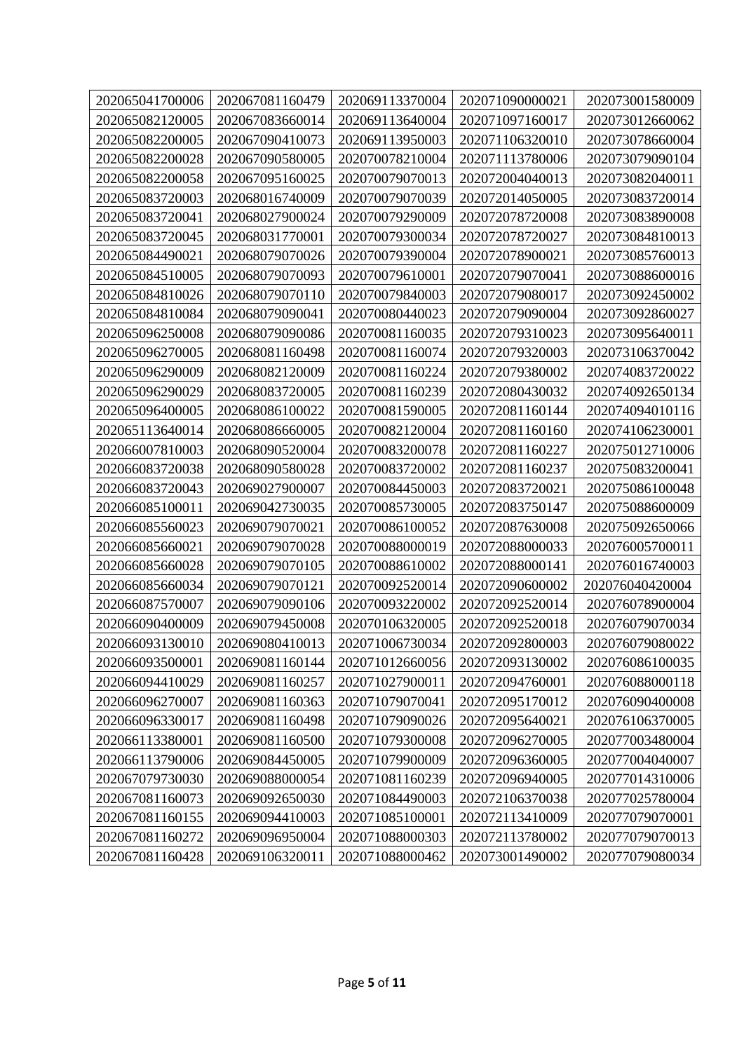| | | | | |
|---|---|---|---|---|
| 202065041700006 | 202067081160479 | 202069113370004 | 202071090000021 | 202073001580009 |
| 202065082120005 | 202067083660014 | 202069113640004 | 202071097160017 | 202073012660062 |
| 202065082200005 | 202067090410073 | 202069113950003 | 202071106320010 | 202073078660004 |
| 202065082200028 | 202067090580005 | 202070078210004 | 202071113780006 | 202073079090104 |
| 202065082200058 | 202067095160025 | 202070079070013 | 202072004040013 | 202073082040011 |
| 202065083720003 | 202068016740009 | 202070079070039 | 202072014050005 | 202073083720014 |
| 202065083720041 | 202068027900024 | 202070079290009 | 202072078720008 | 202073083890008 |
| 202065083720045 | 202068031770001 | 202070079300034 | 202072078720027 | 202073084810013 |
| 202065084490021 | 202068079070026 | 202070079390004 | 202072078900021 | 202073085760013 |
| 202065084510005 | 202068079070093 | 202070079610001 | 202072079070041 | 202073088600016 |
| 202065084810026 | 202068079070110 | 202070079840003 | 202072079080017 | 202073092450002 |
| 202065084810084 | 202068079090041 | 202070080440023 | 202072079090004 | 202073092860027 |
| 202065096250008 | 202068079090086 | 202070081160035 | 202072079310023 | 202073095640011 |
| 202065096270005 | 202068081160498 | 202070081160074 | 202072079320003 | 202073106370042 |
| 202065096290009 | 202068082120009 | 202070081160224 | 202072079380002 | 202074083720022 |
| 202065096290029 | 202068083720005 | 202070081160239 | 202072080430032 | 202074092650134 |
| 202065096400005 | 202068086100022 | 202070081590005 | 202072081160144 | 202074094010116 |
| 202065113640014 | 202068086660005 | 202070082120004 | 202072081160160 | 202074106230001 |
| 202066007810003 | 202068090520004 | 202070083200078 | 202072081160227 | 202075012710006 |
| 202066083720038 | 202068090580028 | 202070083720002 | 202072081160237 | 202075083200041 |
| 202066083720043 | 202069027900007 | 202070084450003 | 202072083720021 | 202075086100048 |
| 202066085100011 | 202069042730035 | 202070085730005 | 202072083750147 | 202075088600009 |
| 202066085560023 | 202069079070021 | 202070086100052 | 202072087630008 | 202075092650066 |
| 202066085660021 | 202069079070028 | 202070088000019 | 202072088000033 | 202076005700011 |
| 202066085660028 | 202069079070105 | 202070088610002 | 202072088000141 | 202076016740003 |
| 202066085660034 | 202069079070121 | 202070092520014 | 202072090600002 | 202076040420004 |
| 202066087570007 | 202069079090106 | 202070093220002 | 202072092520014 | 202076078900004 |
| 202066090400009 | 202069079450008 | 202070106320005 | 202072092520018 | 202076079070034 |
| 202066093130010 | 202069080410013 | 202071006730034 | 202072092800003 | 202076079080022 |
| 202066093500001 | 202069081160144 | 202071012660056 | 202072093130002 | 202076086100035 |
| 202066094410029 | 202069081160257 | 202071027900011 | 202072094760001 | 202076088000118 |
| 202066096270007 | 202069081160363 | 202071079070041 | 202072095170012 | 202076090400008 |
| 202066096330017 | 202069081160498 | 202071079090026 | 202072095640021 | 202076106370005 |
| 202066113380001 | 202069081160500 | 202071079300008 | 202072096270005 | 202077003480004 |
| 202066113790006 | 202069084450005 | 202071079900009 | 202072096360005 | 202077004040007 |
| 202067079730030 | 202069088000054 | 202071081160239 | 202072096940005 | 202077014310006 |
| 202067081160073 | 202069092650030 | 202071084490003 | 202072106370038 | 202077025780004 |
| 202067081160155 | 202069094410003 | 202071085100001 | 202072113410009 | 202077079070001 |
| 202067081160272 | 202069096950004 | 202071088000303 | 202072113780002 | 202077079070013 |
| 202067081160428 | 202069106320011 | 202071088000462 | 202073001490002 | 202077079080034 |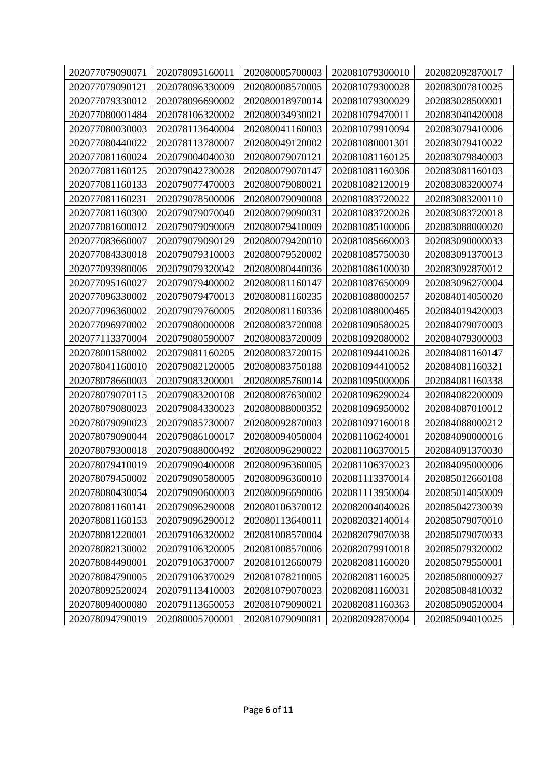| 202077079090071 | 202078095160011 | 202080005700003 | 202081079300010 | 202082092870017 |
|---|---|---|---|---|
| 202077079090121 | 202078096330009 | 202080008570005 | 202081079300028 | 202083007810025 |
| 202077079330012 | 202078096690002 | 202080018970014 | 202081079300029 | 202083028500001 |
| 202077080001484 | 202078106320002 | 202080034930021 | 202081079470011 | 202083040420008 |
| 202077080030003 | 202078113640004 | 202080041160003 | 202081079910094 | 202083079410006 |
| 202077080440022 | 202078113780007 | 202080049120002 | 202081080001301 | 202083079410022 |
| 202077081160024 | 202079004040030 | 202080079070121 | 202081081160125 | 202083079840003 |
| 202077081160125 | 202079042730028 | 202080079070147 | 202081081160306 | 202083081160103 |
| 202077081160133 | 202079077470003 | 202080079080021 | 202081082120019 | 202083083200074 |
| 202077081160231 | 202079078500006 | 202080079090008 | 202081083720022 | 202083083200110 |
| 202077081160300 | 202079079070040 | 202080079090031 | 202081083720026 | 202083083720018 |
| 202077081600012 | 202079079090069 | 202080079410009 | 202081085100006 | 202083088000020 |
| 202077083660007 | 202079079090129 | 202080079420010 | 202081085660003 | 202083090000033 |
| 202077084330018 | 202079079310003 | 202080079520002 | 202081085750030 | 202083091370013 |
| 202077093980006 | 202079079320042 | 202080080440036 | 202081086100030 | 202083092870012 |
| 202077095160027 | 202079079400002 | 202080081160147 | 202081087650009 | 202083096270004 |
| 202077096330002 | 202079079470013 | 202080081160235 | 202081088000257 | 202084014050020 |
| 202077096360002 | 202079079760005 | 202080081160336 | 202081088000465 | 202084019420003 |
| 202077096970002 | 202079080000008 | 202080083720008 | 202081090580025 | 202084079070003 |
| 202077113370004 | 202079080590007 | 202080083720009 | 202081092080002 | 202084079300003 |
| 202078001580002 | 202079081160205 | 202080083720015 | 202081094410026 | 202084081160147 |
| 202078041160010 | 202079082120005 | 202080083750188 | 202081094410052 | 202084081160321 |
| 202078078660003 | 202079083200001 | 202080085760014 | 202081095000006 | 202084081160338 |
| 202078079070115 | 202079083200108 | 202080087630002 | 202081096290024 | 202084082200009 |
| 202078079080023 | 202079084330023 | 202080088000352 | 202081096950002 | 202084087010012 |
| 202078079090023 | 202079085730007 | 202080092870003 | 202081097160018 | 202084088000212 |
| 202078079090044 | 202079086100017 | 202080094050004 | 202081106240001 | 202084090000016 |
| 202078079300018 | 202079088000492 | 202080096290022 | 202081106370015 | 202084091370030 |
| 202078079410019 | 202079090400008 | 202080096360005 | 202081106370023 | 202084095000006 |
| 202078079450002 | 202079090580005 | 202080096360010 | 202081113370014 | 202085012660108 |
| 202078080430054 | 202079090600003 | 202080096690006 | 202081113950004 | 202085014050009 |
| 202078081160141 | 202079096290008 | 202080106370012 | 202082004040026 | 202085042730039 |
| 202078081160153 | 202079096290012 | 202080113640011 | 202082032140014 | 202085079070010 |
| 202078081220001 | 202079106320002 | 202081008570004 | 202082079070038 | 202085079070033 |
| 202078082130002 | 202079106320005 | 202081008570006 | 202082079910018 | 202085079320002 |
| 202078084490001 | 202079106370007 | 202081012660079 | 202082081160020 | 202085079550001 |
| 202078084790005 | 202079106370029 | 202081078210005 | 202082081160025 | 202085080000927 |
| 202078092520024 | 202079113410003 | 202081079070023 | 202082081160031 | 202085084810032 |
| 202078094000080 | 202079113650053 | 202081079090021 | 202082081160363 | 202085090520004 |
| 202078094790019 | 202080005700001 | 202081079090081 | 202082092870004 | 202085094010025 |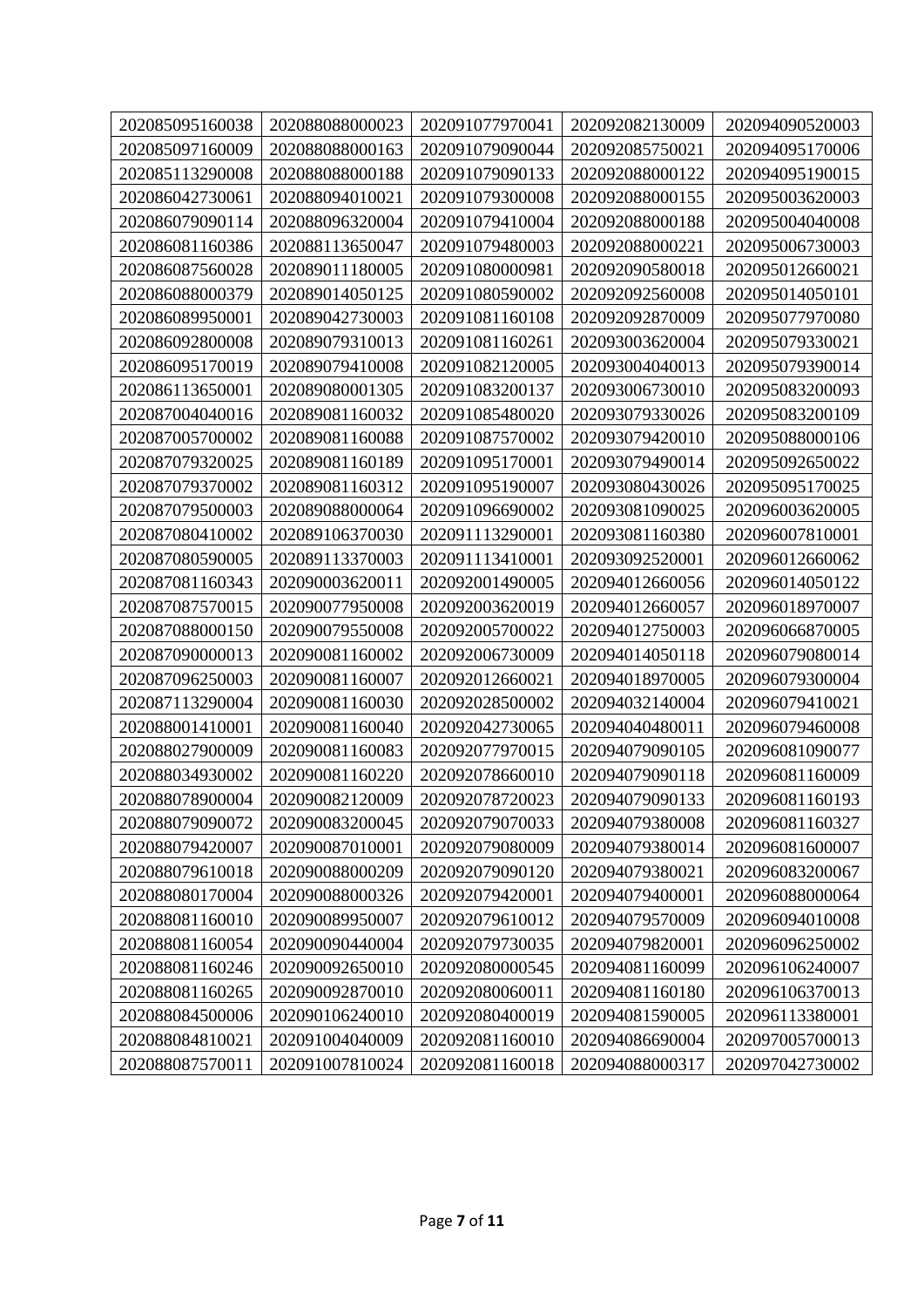| | | | | |
|---|---|---|---|---|
| 202085095160038 | 202088088000023 | 202091077970041 | 202092082130009 | 202094090520003 |
| 202085097160009 | 202088088000163 | 202091079090044 | 202092085750021 | 202094095170006 |
| 202085113290008 | 202088088000188 | 202091079090133 | 202092088000122 | 202094095190015 |
| 202086042730061 | 202088094010021 | 202091079300008 | 202092088000155 | 202095003620003 |
| 202086079090114 | 202088096320004 | 202091079410004 | 202092088000188 | 202095004040008 |
| 202086081160386 | 202088113650047 | 202091079480003 | 202092088000221 | 202095006730003 |
| 202086087560028 | 202089011180005 | 202091080000981 | 202092090580018 | 202095012660021 |
| 202086088000379 | 202089014050125 | 202091080590002 | 202092092560008 | 202095014050101 |
| 202086089950001 | 202089042730003 | 202091081160108 | 202092092870009 | 202095077970080 |
| 202086092800008 | 202089079310013 | 202091081160261 | 202093003620004 | 202095079330021 |
| 202086095170019 | 202089079410008 | 202091082120005 | 202093004040013 | 202095079390014 |
| 202086113650001 | 202089080001305 | 202091083200137 | 202093006730010 | 202095083200093 |
| 202087004040016 | 202089081160032 | 202091085480020 | 202093079330026 | 202095083200109 |
| 202087005700002 | 202089081160088 | 202091087570002 | 202093079420010 | 202095088000106 |
| 202087079320025 | 202089081160189 | 202091095170001 | 202093079490014 | 202095092650022 |
| 202087079370002 | 202089081160312 | 202091095190007 | 202093080430026 | 202095095170025 |
| 202087079500003 | 202089088000064 | 202091096690002 | 202093081090025 | 202096003620005 |
| 202087080410002 | 202089106370030 | 202091113290001 | 202093081160380 | 202096007810001 |
| 202087080590005 | 202089113370003 | 202091113410001 | 202093092520001 | 202096012660062 |
| 202087081160343 | 202090003620011 | 202092001490005 | 202094012660056 | 202096014050122 |
| 202087087570015 | 202090077950008 | 202092003620019 | 202094012660057 | 202096018970007 |
| 202087088000150 | 202090079550008 | 202092005700022 | 202094012750003 | 202096066870005 |
| 202087090000013 | 202090081160002 | 202092006730009 | 202094014050118 | 202096079080014 |
| 202087096250003 | 202090081160007 | 202092012660021 | 202094018970005 | 202096079300004 |
| 202087113290004 | 202090081160030 | 202092028500002 | 202094032140004 | 202096079410021 |
| 202088001410001 | 202090081160040 | 202092042730065 | 202094040480011 | 202096079460008 |
| 202088027900009 | 202090081160083 | 202092077970015 | 202094079090105 | 202096081090077 |
| 202088034930002 | 202090081160220 | 202092078660010 | 202094079090118 | 202096081160009 |
| 202088078900004 | 202090082120009 | 202092078720023 | 202094079090133 | 202096081160193 |
| 202088079090072 | 202090083200045 | 202092079070033 | 202094079380008 | 202096081160327 |
| 202088079420007 | 202090087010001 | 202092079080009 | 202094079380014 | 202096081600007 |
| 202088079610018 | 202090088000209 | 202092079090120 | 202094079380021 | 202096083200067 |
| 202088080170004 | 202090088000326 | 202092079420001 | 202094079400001 | 202096088000064 |
| 202088081160010 | 202090089950007 | 202092079610012 | 202094079570009 | 202096094010008 |
| 202088081160054 | 202090090440004 | 202092079730035 | 202094079820001 | 202096096250002 |
| 202088081160246 | 202090092650010 | 202092080000545 | 202094081160099 | 202096106240007 |
| 202088081160265 | 202090092870010 | 202092080060011 | 202094081160180 | 202096106370013 |
| 202088084500006 | 202090106240010 | 202092080400019 | 202094081590005 | 202096113380001 |
| 202088084810021 | 202091004040009 | 202092081160010 | 202094086690004 | 202097005700013 |
| 202088087570011 | 202091007810024 | 202092081160018 | 202094088000317 | 202097042730002 |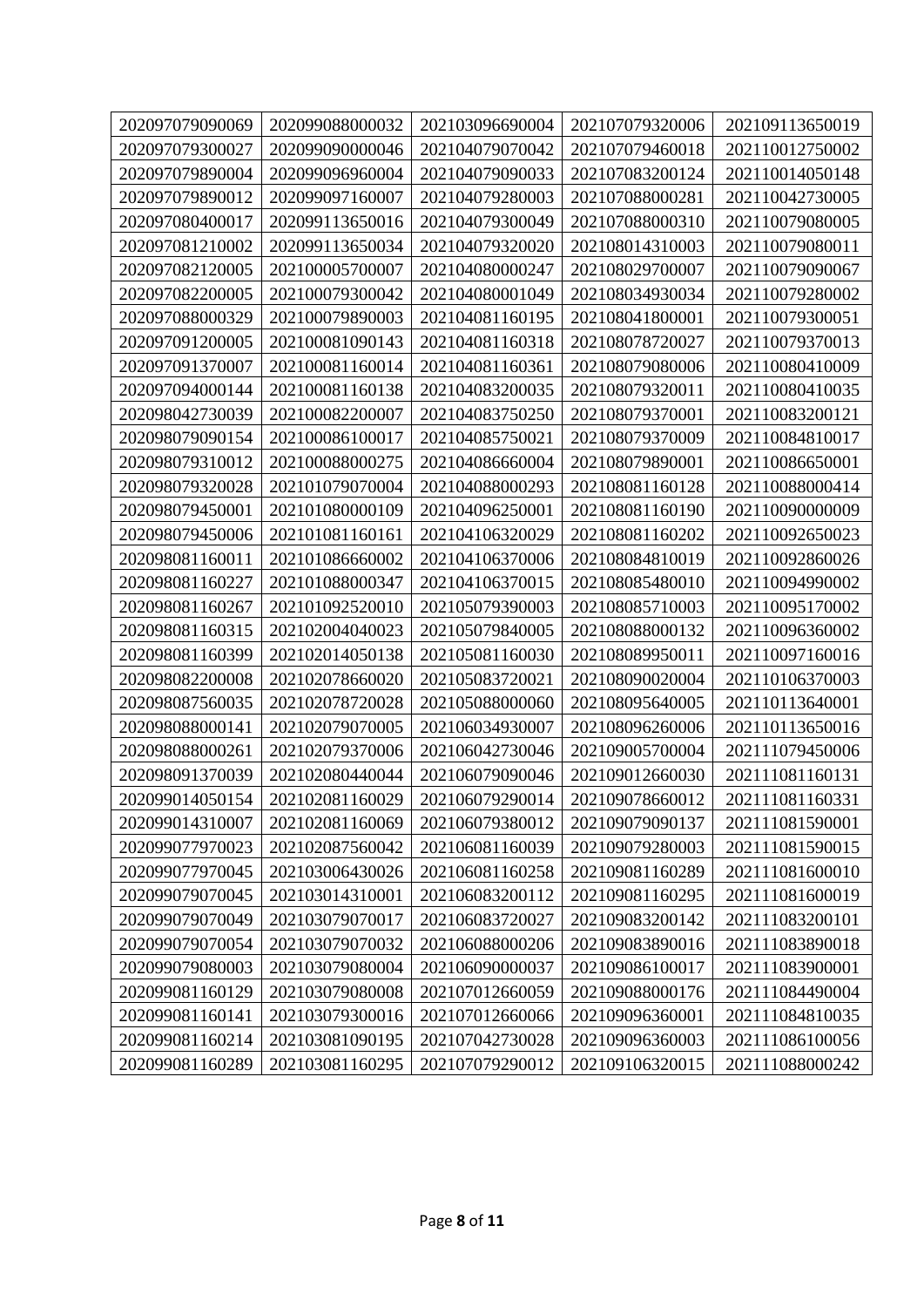| 202097079090069 | 202099088000032 | 202103096690004 | 202107079320006 | 202109113650019 |
|---|---|---|---|---|
| 202097079300027 | 202099090000046 | 202104079070042 | 202107079460018 | 202110012750002 |
| 202097079890004 | 202099096960004 | 202104079090033 | 202107083200124 | 202110014050148 |
| 202097079890012 | 202099097160007 | 202104079280003 | 202107088000281 | 202110042730005 |
| 202097080400017 | 202099113650016 | 202104079300049 | 202107088000310 | 202110079080005 |
| 202097081210002 | 202099113650034 | 202104079320020 | 202108014310003 | 202110079080011 |
| 202097082120005 | 202100005700007 | 202104080000247 | 202108029700007 | 202110079090067 |
| 202097082200005 | 202100079300042 | 202104080001049 | 202108034930034 | 202110079280002 |
| 202097088000329 | 202100079890003 | 202104081160195 | 202108041800001 | 202110079300051 |
| 202097091200005 | 202100081090143 | 202104081160318 | 202108078720027 | 202110079370013 |
| 202097091370007 | 202100081160014 | 202104081160361 | 202108079080006 | 202110080410009 |
| 202097094000144 | 202100081160138 | 202104083200035 | 202108079320011 | 202110080410035 |
| 202098042730039 | 202100082200007 | 202104083750250 | 202108079370001 | 202110083200121 |
| 202098079090154 | 202100086100017 | 202104085750021 | 202108079370009 | 202110084810017 |
| 202098079310012 | 202100088000275 | 202104086660004 | 202108079890001 | 202110086650001 |
| 202098079320028 | 202101079070004 | 202104088000293 | 202108081160128 | 202110088000414 |
| 202098079450001 | 202101080000109 | 202104096250001 | 202108081160190 | 202110090000009 |
| 202098079450006 | 202101081160161 | 202104106320029 | 202108081160202 | 202110092650023 |
| 202098081160011 | 202101086660002 | 202104106370006 | 202108084810019 | 202110092860026 |
| 202098081160227 | 202101088000347 | 202104106370015 | 202108085480010 | 202110094990002 |
| 202098081160267 | 202101092520010 | 202105079390003 | 202108085710003 | 202110095170002 |
| 202098081160315 | 202102004040023 | 202105079840005 | 202108088000132 | 202110096360002 |
| 202098081160399 | 202102014050138 | 202105081160030 | 202108089950011 | 202110097160016 |
| 202098082200008 | 202102078660020 | 202105083720021 | 202108090020004 | 202110106370003 |
| 202098087560035 | 202102078720028 | 202105088000060 | 202108095640005 | 202110113640001 |
| 202098088000141 | 202102079070005 | 202106034930007 | 202108096260006 | 202110113650016 |
| 202098088000261 | 202102079370006 | 202106042730046 | 202109005700004 | 202111079450006 |
| 202098091370039 | 202102080440044 | 202106079090046 | 202109012660030 | 202111081160131 |
| 202099014050154 | 202102081160029 | 202106079290014 | 202109078660012 | 202111081160331 |
| 202099014310007 | 202102081160069 | 202106079380012 | 202109079090137 | 202111081590001 |
| 202099077970023 | 202102087560042 | 202106081160039 | 202109079280003 | 202111081590015 |
| 202099077970045 | 202103006430026 | 202106081160258 | 202109081160289 | 202111081600010 |
| 202099079070045 | 202103014310001 | 202106083200112 | 202109081160295 | 202111081600019 |
| 202099079070049 | 202103079070017 | 202106083720027 | 202109083200142 | 202111083200101 |
| 202099079070054 | 202103079070032 | 202106088000206 | 202109083890016 | 202111083890018 |
| 202099079080003 | 202103079080004 | 202106090000037 | 202109086100017 | 202111083900001 |
| 202099081160129 | 202103079080008 | 202107012660059 | 202109088000176 | 202111084490004 |
| 202099081160141 | 202103079300016 | 202107012660066 | 202109096360001 | 202111084810035 |
| 202099081160214 | 202103081090195 | 202107042730028 | 202109096360003 | 202111086100056 |
| 202099081160289 | 202103081160295 | 202107079290012 | 202109106320015 | 202111088000242 |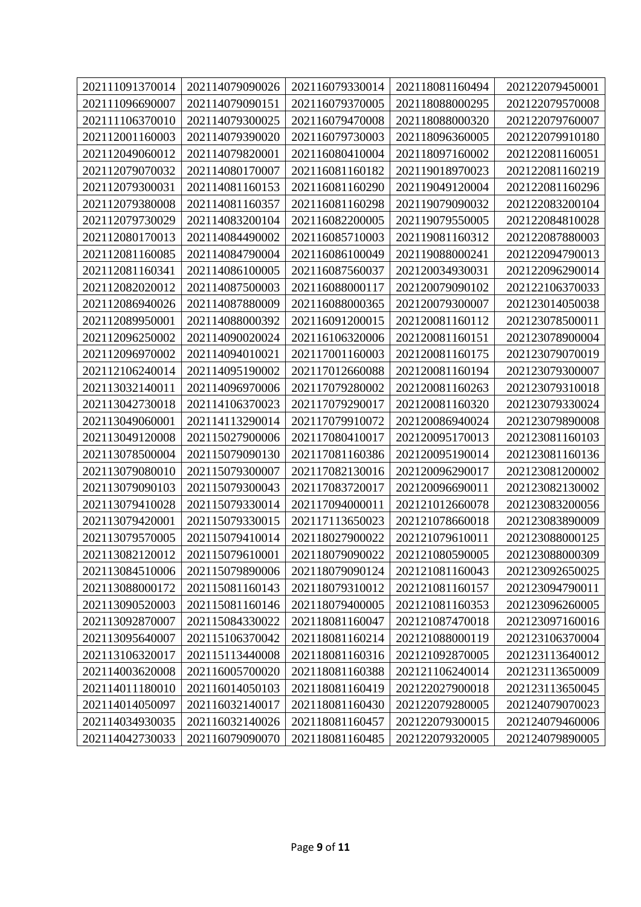| 202111091370014 | 202114079090026 | 202116079330014 | 202118081160494 | 202122079450001 |
|---|---|---|---|---|
| 202111096690007 | 202114079090151 | 202116079370005 | 202118088000295 | 202122079570008 |
| 202111106370010 | 202114079300025 | 202116079470008 | 202118088000320 | 202122079760007 |
| 202112001160003 | 202114079390020 | 202116079730003 | 202118096360005 | 202122079910180 |
| 202112049060012 | 202114079820001 | 202116080410004 | 202118097160002 | 202122081160051 |
| 202112079070032 | 202114080170007 | 202116081160182 | 202119018970023 | 202122081160219 |
| 202112079300031 | 202114081160153 | 202116081160290 | 202119049120004 | 202122081160296 |
| 202112079380008 | 202114081160357 | 202116081160298 | 202119079090032 | 202122083200104 |
| 202112079730029 | 202114083200104 | 202116082200005 | 202119079550005 | 202122084810028 |
| 202112080170013 | 202114084490002 | 202116085710003 | 202119081160312 | 202122087880003 |
| 202112081160085 | 202114084790004 | 202116086100049 | 202119088000241 | 202122094790013 |
| 202112081160341 | 202114086100005 | 202116087560037 | 202120034930031 | 202122096290014 |
| 202112082020012 | 202114087500003 | 202116088000117 | 202120079090102 | 202122106370033 |
| 202112086940026 | 202114087880009 | 202116088000365 | 202120079300007 | 202123014050038 |
| 202112089950001 | 202114088000392 | 202116091200015 | 202120081160112 | 202123078500011 |
| 202112096250002 | 202114090020024 | 202116106320006 | 202120081160151 | 202123078900004 |
| 202112096970002 | 202114094010021 | 202117001160003 | 202120081160175 | 202123079070019 |
| 202112106240014 | 202114095190002 | 202117012660088 | 202120081160194 | 202123079300007 |
| 202113032140011 | 202114096970006 | 202117079280002 | 202120081160263 | 202123079310018 |
| 202113042730018 | 202114106370023 | 202117079290017 | 202120081160320 | 202123079330024 |
| 202113049060001 | 202114113290014 | 202117079910072 | 202120086940024 | 202123079890008 |
| 202113049120008 | 202115027900006 | 202117080410017 | 202120095170013 | 202123081160103 |
| 202113078500004 | 202115079090130 | 202117081160386 | 202120095190014 | 202123081160136 |
| 202113079080010 | 202115079300007 | 202117082130016 | 202120096290017 | 202123081200002 |
| 202113079090103 | 202115079300043 | 202117083720017 | 202120096690011 | 202123082130002 |
| 202113079410028 | 202115079330014 | 202117094000011 | 202121012660078 | 202123083200056 |
| 202113079420001 | 202115079330015 | 202117113650023 | 202121078660018 | 202123083890009 |
| 202113079570005 | 202115079410014 | 202118027900022 | 202121079610011 | 202123088000125 |
| 202113082120012 | 202115079610001 | 202118079090022 | 202121080590005 | 202123088000309 |
| 202113084510006 | 202115079890006 | 202118079090124 | 202121081160043 | 202123092650025 |
| 202113088000172 | 202115081160143 | 202118079310012 | 202121081160157 | 202123094790011 |
| 202113090520003 | 202115081160146 | 202118079400005 | 202121081160353 | 202123096260005 |
| 202113092870007 | 202115084330022 | 202118081160047 | 202121087470018 | 202123097160016 |
| 202113095640007 | 202115106370042 | 202118081160214 | 202121088000119 | 202123106370004 |
| 202113106320017 | 202115113440008 | 202118081160316 | 202121092870005 | 202123113640012 |
| 202114003620008 | 202116005700020 | 202118081160388 | 202121106240014 | 202123113650009 |
| 202114011180010 | 202116014050103 | 202118081160419 | 202122027900018 | 202123113650045 |
| 202114014050097 | 202116032140017 | 202118081160430 | 202122079280005 | 202124079070023 |
| 202114034930035 | 202116032140026 | 202118081160457 | 202122079300015 | 202124079460006 |
| 202114042730033 | 202116079090070 | 202118081160485 | 202122079320005 | 202124079890005 |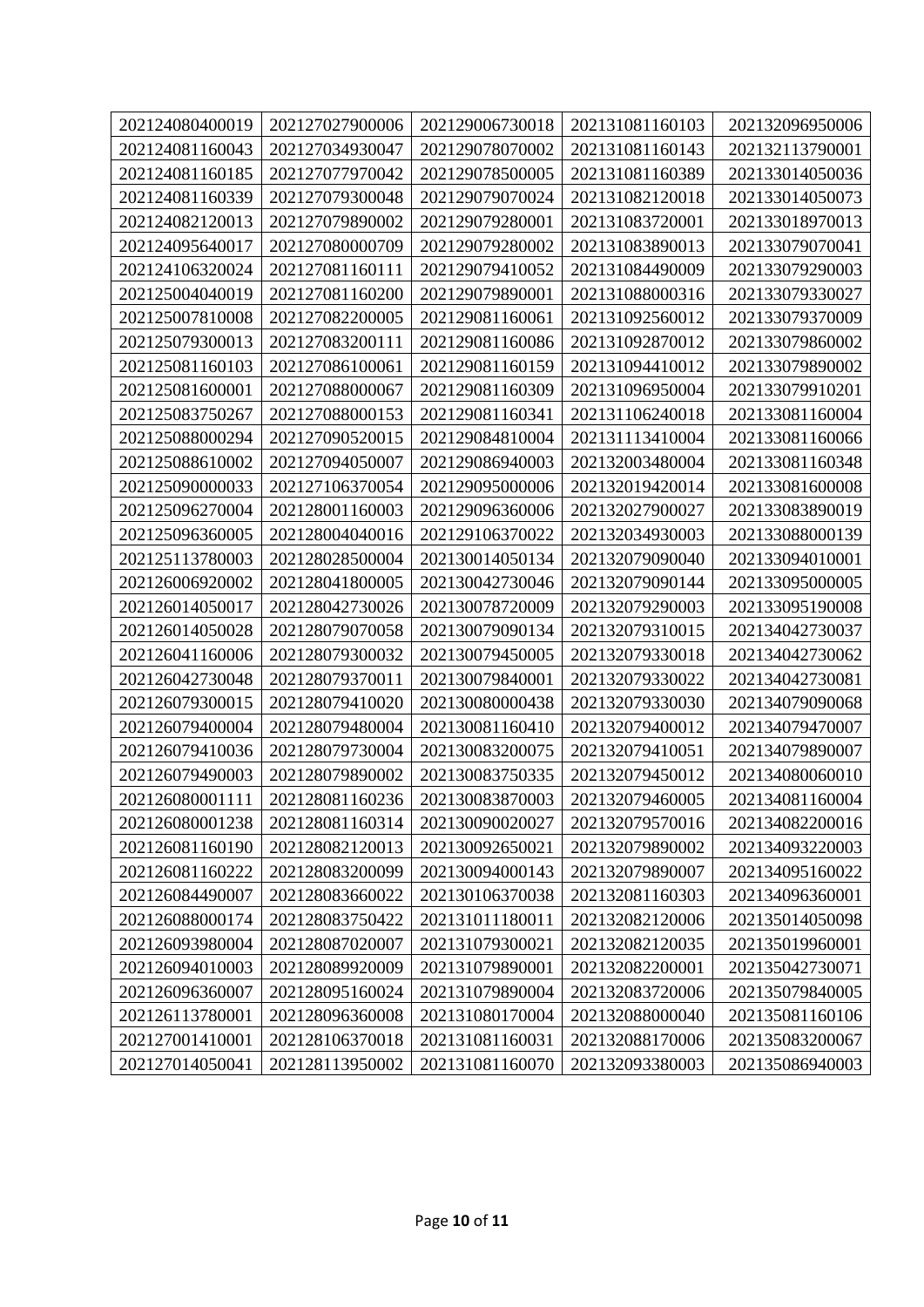| 202124080400019 | 202127027900006 | 202129006730018 | 202131081160103 | 202132096950006 |
|---|---|---|---|---|
| 202124081160043 | 202127034930047 | 202129078070002 | 202131081160143 | 202132113790001 |
| 202124081160185 | 202127077970042 | 202129078500005 | 202131081160389 | 202133014050036 |
| 202124081160339 | 202127079300048 | 202129079070024 | 202131082120018 | 202133014050073 |
| 202124082120013 | 202127079890002 | 202129079280001 | 202131083720001 | 202133018970013 |
| 202124095640017 | 202127080000709 | 202129079280002 | 202131083890013 | 202133079070041 |
| 202124106320024 | 202127081160111 | 202129079410052 | 202131084490009 | 202133079290003 |
| 202125004040019 | 202127081160200 | 202129079890001 | 202131088000316 | 202133079330027 |
| 202125007810008 | 202127082200005 | 202129081160061 | 202131092560012 | 202133079370009 |
| 202125079300013 | 202127083200111 | 202129081160086 | 202131092870012 | 202133079860002 |
| 202125081160103 | 202127086100061 | 202129081160159 | 202131094410012 | 202133079890002 |
| 202125081600001 | 202127088000067 | 202129081160309 | 202131096950004 | 202133079910201 |
| 202125083750267 | 202127088000153 | 202129081160341 | 202131106240018 | 202133081160004 |
| 202125088000294 | 202127090520015 | 202129084810004 | 202131113410004 | 202133081160066 |
| 202125088610002 | 202127094050007 | 202129086940003 | 202132003480004 | 202133081160348 |
| 202125090000033 | 202127106370054 | 202129095000006 | 202132019420014 | 202133081600008 |
| 202125096270004 | 202128001160003 | 202129096360006 | 202132027900027 | 202133083890019 |
| 202125096360005 | 202128004040016 | 202129106370022 | 202132034930003 | 202133088000139 |
| 202125113780003 | 202128028500004 | 202130014050134 | 202132079090040 | 202133094010001 |
| 202126006920002 | 202128041800005 | 202130042730046 | 202132079090144 | 202133095000005 |
| 202126014050017 | 202128042730026 | 202130078720009 | 202132079290003 | 202133095190008 |
| 202126014050028 | 202128079070058 | 202130079090134 | 202132079310015 | 202134042730037 |
| 202126041160006 | 202128079300032 | 202130079450005 | 202132079330018 | 202134042730062 |
| 202126042730048 | 202128079370011 | 202130079840001 | 202132079330022 | 202134042730081 |
| 202126079300015 | 202128079410020 | 202130080000438 | 202132079330030 | 202134079090068 |
| 202126079400004 | 202128079480004 | 202130081160410 | 202132079400012 | 202134079470007 |
| 202126079410036 | 202128079730004 | 202130083200075 | 202132079410051 | 202134079890007 |
| 202126079490003 | 202128079890002 | 202130083750335 | 202132079450012 | 202134080060010 |
| 202126080001111 | 202128081160236 | 202130083870003 | 202132079460005 | 202134081160004 |
| 202126080001238 | 202128081160314 | 202130090020027 | 202132079570016 | 202134082200016 |
| 202126081160190 | 202128082120013 | 202130092650021 | 202132079890002 | 202134093220003 |
| 202126081160222 | 202128083200099 | 202130094000143 | 202132079890007 | 202134095160022 |
| 202126084490007 | 202128083660022 | 202130106370038 | 202132081160303 | 202134096360001 |
| 202126088000174 | 202128083750422 | 202131011180011 | 202132082120006 | 202135014050098 |
| 202126093980004 | 202128087020007 | 202131079300021 | 202132082120035 | 202135019960001 |
| 202126094010003 | 202128089920009 | 202131079890001 | 202132082200001 | 202135042730071 |
| 202126096360007 | 202128095160024 | 202131079890004 | 202132083720006 | 202135079840005 |
| 202126113780001 | 202128096360008 | 202131080170004 | 202132088000040 | 202135081160106 |
| 202127001410001 | 202128106370018 | 202131081160031 | 202132088170006 | 202135083200067 |
| 202127014050041 | 202128113950002 | 202131081160070 | 202132093380003 | 202135086940003 |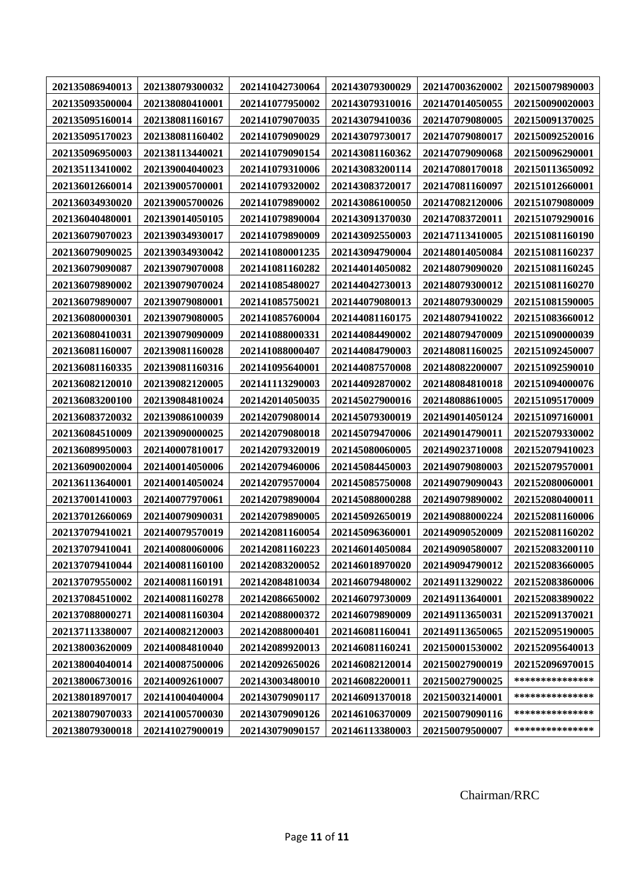| | | | | | |
|---|---|---|---|---|---|
| 202135086940013 | 202138079300032 | 202141042730064 | 202143079300029 | 202147003620002 | 202150079890003 |
| 202135093500004 | 202138080410001 | 202141077950002 | 202143079310016 | 202147014050055 | 202150090020003 |
| 202135095160014 | 202138081160167 | 202141079070035 | 202143079410036 | 202147079080005 | 202150091370025 |
| 202135095170023 | 202138081160402 | 202141079090029 | 202143079730017 | 202147079080017 | 202150092520016 |
| 202135096950003 | 202138113440021 | 202141079090154 | 202143081160362 | 202147079090068 | 202150096290001 |
| 202135113410002 | 202139004040023 | 202141079310006 | 202143083200114 | 202147080170018 | 202150113650092 |
| 202136012660014 | 202139005700001 | 202141079320002 | 202143083720017 | 202147081160097 | 202151012660001 |
| 202136034930020 | 202139005700026 | 202141079890002 | 202143086100050 | 202147082120006 | 202151079080009 |
| 202136040480001 | 202139014050105 | 202141079890004 | 202143091370030 | 202147083720011 | 202151079290016 |
| 202136079070023 | 202139034930017 | 202141079890009 | 202143092550003 | 202147113410005 | 202151081160190 |
| 202136079090025 | 202139034930042 | 202141080001235 | 202143094790004 | 202148014050084 | 202151081160237 |
| 202136079090087 | 202139079070008 | 202141081160282 | 202144014050082 | 202148079090020 | 202151081160245 |
| 202136079890002 | 202139079070024 | 202141085480027 | 202144042730013 | 202148079300012 | 202151081160270 |
| 202136079890007 | 202139079080001 | 202141085750021 | 202144079080013 | 202148079300029 | 202151081590005 |
| 202136080000301 | 202139079080005 | 202141085760004 | 202144081160175 | 202148079410022 | 202151083660012 |
| 202136080410031 | 202139079090009 | 202141088000331 | 202144084490002 | 202148079470009 | 202151090000039 |
| 202136081160007 | 202139081160028 | 202141088000407 | 202144084790003 | 202148081160025 | 202151092450007 |
| 202136081160335 | 202139081160316 | 202141095640001 | 202144087570008 | 202148082200007 | 202151092590010 |
| 202136082120010 | 202139082120005 | 202141113290003 | 202144092870002 | 202148084810018 | 202151094000076 |
| 202136083200100 | 202139084810024 | 202142014050035 | 202145027900016 | 202148088610005 | 202151095170009 |
| 202136083720032 | 202139086100039 | 202142079080014 | 202145079300019 | 202149014050124 | 202151097160001 |
| 202136084510009 | 202139090000025 | 202142079080018 | 202145079470006 | 202149014790011 | 202152079330002 |
| 202136089950003 | 202140007810017 | 202142079320019 | 202145080060005 | 202149023710008 | 202152079410023 |
| 202136090020004 | 202140014050006 | 202142079460006 | 202145084450003 | 202149079080003 | 202152079570001 |
| 202136113640001 | 202140014050024 | 202142079570004 | 202145085750008 | 202149079090043 | 202152080060001 |
| 202137001410003 | 202140077970061 | 202142079890004 | 202145088000288 | 202149079890002 | 202152080400011 |
| 202137012660069 | 202140079090031 | 202142079890005 | 202145092650019 | 202149088000224 | 202152081160006 |
| 202137079410021 | 202140079570019 | 202142081160054 | 202145096360001 | 202149090520009 | 202152081160202 |
| 202137079410041 | 202140080060006 | 202142081160223 | 202146014050084 | 202149090580007 | 202152083200110 |
| 202137079410044 | 202140081160100 | 202142083200052 | 202146018970020 | 202149094790012 | 202152083660005 |
| 202137079550002 | 202140081160191 | 202142084810034 | 202146079480002 | 202149113290022 | 202152083860006 |
| 202137084510002 | 202140081160278 | 202142086650002 | 202146079730009 | 202149113640001 | 202152083890022 |
| 202137088000271 | 202140081160304 | 202142088000372 | 202146079890009 | 202149113650031 | 202152091370021 |
| 202137113380007 | 202140082120003 | 202142088000401 | 202146081160041 | 202149113650065 | 202152095190005 |
| 202138003620009 | 202140084810040 | 202142089920013 | 202146081160241 | 202150001530002 | 202152095640013 |
| 202138004040014 | 202140087500006 | 202142092650026 | 202146082120014 | 202150027900019 | 202152096970015 |
| 202138006730016 | 202140092610007 | 202143003480010 | 202146082200011 | 202150027900025 | *************** |
| 202138018970017 | 202141004040004 | 202143079090117 | 202146091370018 | 202150032140001 | *************** |
| 202138079070033 | 202141005700030 | 202143079090126 | 202146106370009 | 202150079090116 | *************** |
| 202138079300018 | 202141027900019 | 202143079090157 | 202146113380003 | 202150079500007 | *************** |

Chairman/RRC